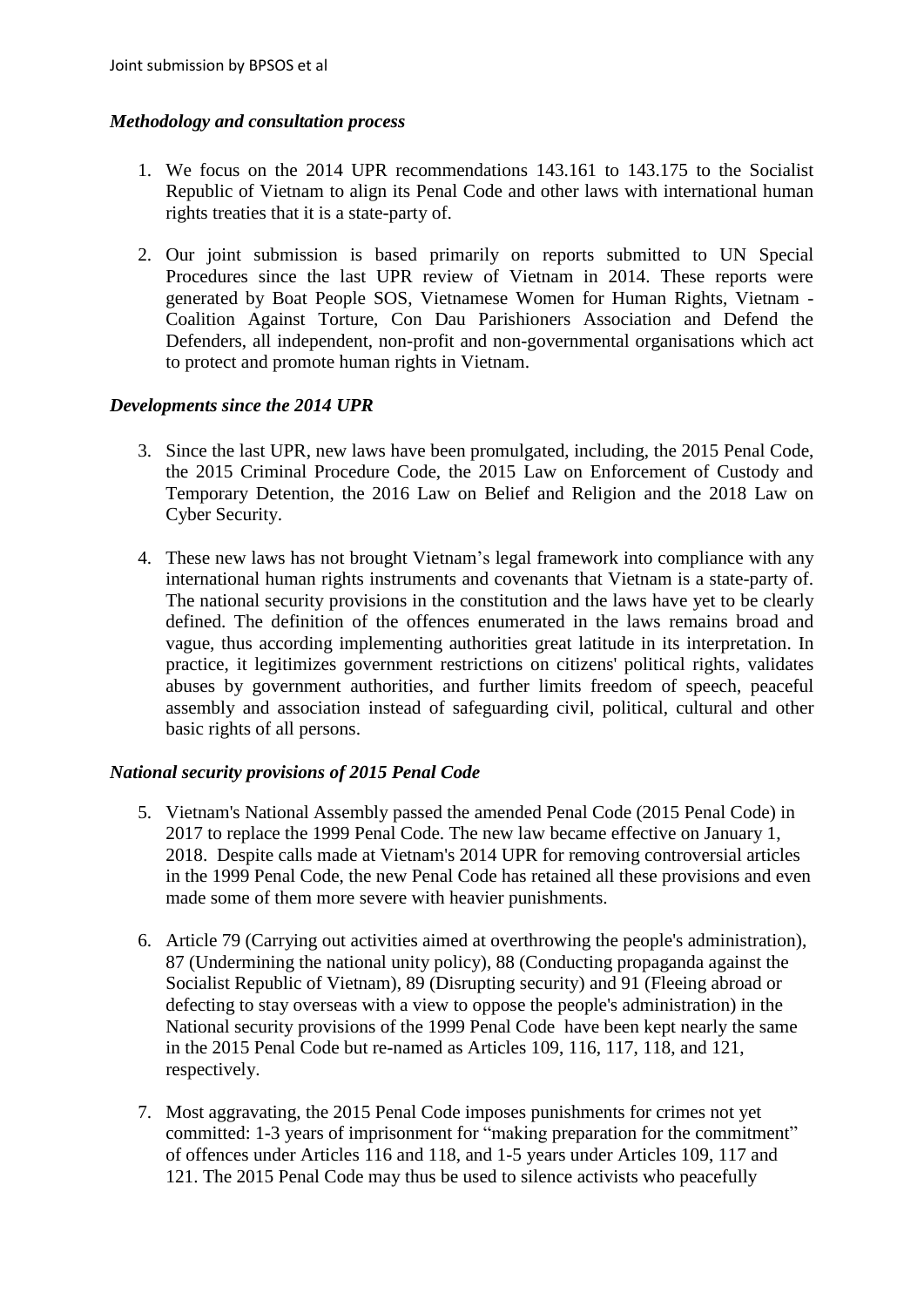### *Methodology and consultation process*

1. We focus on the 2014 UPR recommendations 143.161 to 143.175 to the Socialist Republic of Vietnam to align its Penal Code and other laws with international human rights treaties that it is a state-party of.

2. Our joint submission is based primarily on reports submitted to UN Special Procedures since the last UPR review of Vietnam in 2014. These reports were generated by Boat People SOS, Vietnamese Women for Human Rights, Vietnam - Coalition Against Torture, Con Dau Parishioners Association and Defend the Defenders, all independent, non-profit and non-governmental organisations which act to protect and promote human rights in Vietnam.

### *Developments since the 2014 UPR*

3. Since the last UPR, new laws have been promulgated, including, the 2015 Penal Code, the 2015 Criminal Procedure Code, the 2015 Law on Enforcement of Custody and Temporary Detention, the 2016 Law on Belief and Religion and the 2018 Law on Cyber Security.

4. These new laws has not brought Vietnam's legal framework into compliance with any international human rights instruments and covenants that Vietnam is a state-party of. The national security provisions in the constitution and the laws have yet to be clearly defined. The definition of the offences enumerated in the laws remains broad and vague, thus according implementing authorities great latitude in its interpretation. In practice, it legitimizes government restrictions on citizens' political rights, validates abuses by government authorities, and further limits freedom of speech, peaceful assembly and association instead of safeguarding civil, political, cultural and other basic rights of all persons.

### *National security provisions of 2015 Penal Code*

5. Vietnam's National Assembly passed the amended Penal Code (2015 Penal Code) in 2017 to replace the 1999 Penal Code. The new law became effective on January 1, 2018. Despite calls made at Vietnam's 2014 UPR for removing controversial articles in the 1999 Penal Code, the new Penal Code has retained all these provisions and even made some of them more severe with heavier punishments.

6. Article 79 (Carrying out activities aimed at overthrowing the people's administration), 87 (Undermining the national unity policy), 88 (Conducting propaganda against the Socialist Republic of Vietnam), 89 (Disrupting security) and 91 (Fleeing abroad or defecting to stay overseas with a view to oppose the people's administration) in the National security provisions of the 1999 Penal Code have been kept nearly the same in the 2015 Penal Code but re-named as Articles 109, 116, 117, 118, and 121, respectively.

7. Most aggravating, the 2015 Penal Code imposes punishments for crimes not yet committed: 1-3 years of imprisonment for "making preparation for the commitment" of offences under Articles 116 and 118, and 1-5 years under Articles 109, 117 and 121. The 2015 Penal Code may thus be used to silence activists who peacefully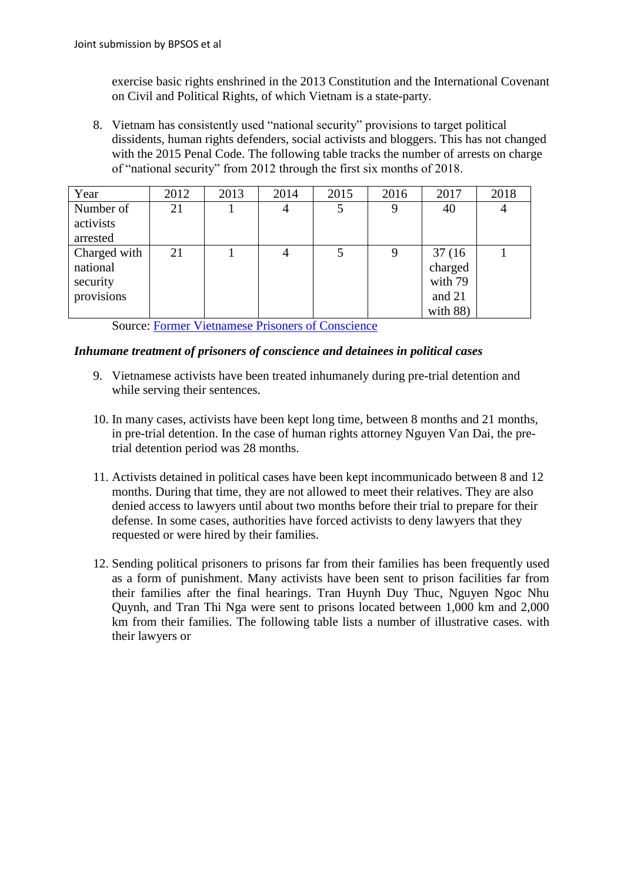exercise basic rights enshrined in the 2013 Constitution and the International Covenant on Civil and Political Rights, of which Vietnam is a state-party.

8. Vietnam has consistently used "national security" provisions to target political dissidents, human rights defenders, social activists and bloggers. This has not changed with the 2015 Penal Code. The following table tracks the number of arrests on charge of "national security" from 2012 through the first six months of 2018.

| Year | 2012 | 2013 | 2014 | 2015 | 2016 | 2017 | 2018 |
|---|---|---|---|---|---|---|---|
| Number of activists arrested | 21 | 1 | 4 | 5 | 9 | 40 | 4 |
| Charged with national security provisions | 21 | 1 | 4 | 5 | 9 | 37 (16 charged with 79 and 21 with 88) | 1 |

Source: [Former Vietnamese Prisoners of Conscience]

### *Inhumane treatment of prisoners of conscience and detainees in political cases*

9. Vietnamese activists have been treated inhumanely during pre-trial detention and while serving their sentences.

10. In many cases, activists have been kept long time, between 8 months and 21 months, in pre-trial detention. In the case of human rights attorney Nguyen Van Dai, the pre-trial detention period was 28 months.

11. Activists detained in political cases have been kept incommunicado between 8 and 12 months. During that time, they are not allowed to meet their relatives. They are also denied access to lawyers until about two months before their trial to prepare for their defense. In some cases, authorities have forced activists to deny lawyers that they requested or were hired by their families.

12. Sending political prisoners to prisons far from their families has been frequently used as a form of punishment. Many activists have been sent to prison facilities far from their families after the final hearings. Tran Huynh Duy Thuc, Nguyen Ngoc Nhu Quynh, and Tran Thi Nga were sent to prisons located between 1,000 km and 2,000 km from their families. The following table lists a number of illustrative cases. with their lawyers or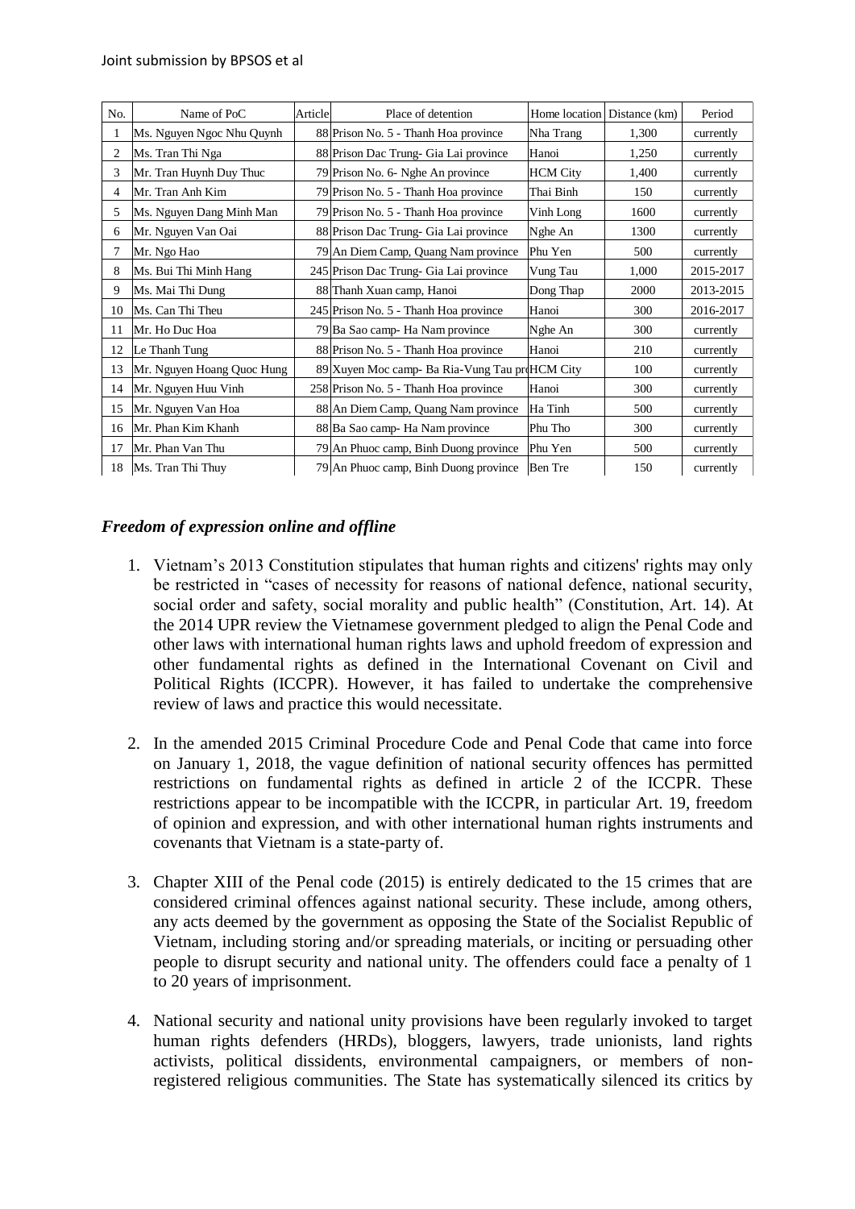| No. | Name of PoC | Article | Place of detention | Home location | Distance (km) | Period |
|---|---|---|---|---|---|---|
| 1 | Ms. Nguyen Ngoc Nhu Quynh | 88 | Prison No. 5 - Thanh Hoa province | Nha Trang | 1,300 | currently |
| 2 | Ms. Tran Thi Nga | 88 | Prison Dac Trung- Gia Lai province | Hanoi | 1,250 | currently |
| 3 | Mr. Tran Huynh Duy Thuc | 79 | Prison No. 6- Nghe An province | HCM City | 1,400 | currently |
| 4 | Mr. Tran Anh Kim | 79 | Prison No. 5 - Thanh Hoa province | Thai Binh | 150 | currently |
| 5 | Ms. Nguyen Dang Minh Man | 79 | Prison No. 5 - Thanh Hoa province | Vinh Long | 1600 | currently |
| 6 | Mr. Nguyen Van Oai | 88 | Prison Dac Trung- Gia Lai province | Nghe An | 1300 | currently |
| 7 | Mr. Ngo Hao | 79 | An Diem Camp, Quang Nam province | Phu Yen | 500 | currently |
| 8 | Ms. Bui Thi Minh Hang | 245 | Prison Dac Trung- Gia Lai province | Vung Tau | 1,000 | 2015-2017 |
| 9 | Ms. Mai Thi Dung | 88 | Thanh Xuan camp, Hanoi | Dong Thap | 2000 | 2013-2015 |
| 10 | Ms. Can Thi Theu | 245 | Prison No. 5 - Thanh Hoa province | Hanoi | 300 | 2016-2017 |
| 11 | Mr. Ho Duc Hoa | 79 | Ba Sao camp- Ha Nam province | Nghe An | 300 | currently |
| 12 | Le Thanh Tung | 88 | Prison No. 5 - Thanh Hoa province | Hanoi | 210 | currently |
| 13 | Mr. Nguyen Hoang Quoc Hung | 89 | Xuyen Moc camp- Ba Ria-Vung Tau pro | HCM City | 100 | currently |
| 14 | Mr. Nguyen Huu Vinh | 258 | Prison No. 5 - Thanh Hoa province | Hanoi | 300 | currently |
| 15 | Mr. Nguyen Van Hoa | 88 | An Diem Camp, Quang Nam province | Ha Tinh | 500 | currently |
| 16 | Mr. Phan Kim Khanh | 88 | Ba Sao camp- Ha Nam province | Phu Tho | 300 | currently |
| 17 | Mr. Phan Van Thu | 79 | An Phuoc camp, Binh Duong province | Phu Yen | 500 | currently |
| 18 | Ms. Tran Thi Thuy | 79 | An Phuoc camp, Binh Duong province | Ben Tre | 150 | currently |

### *Freedom of expression online and offline*

1. Vietnam's 2013 Constitution stipulates that human rights and citizens' rights may only be restricted in "cases of necessity for reasons of national defence, national security, social order and safety, social morality and public health" (Constitution, Art. 14). At the 2014 UPR review the Vietnamese government pledged to align the Penal Code and other laws with international human rights laws and uphold freedom of expression and other fundamental rights as defined in the International Covenant on Civil and Political Rights (ICCPR). However, it has failed to undertake the comprehensive review of laws and practice this would necessitate.

2. In the amended 2015 Criminal Procedure Code and Penal Code that came into force on January 1, 2018, the vague definition of national security offences has permitted restrictions on fundamental rights as defined in article 2 of the ICCPR. These restrictions appear to be incompatible with the ICCPR, in particular Art. 19, freedom of opinion and expression, and with other international human rights instruments and covenants that Vietnam is a state-party of.

3. Chapter XIII of the Penal code (2015) is entirely dedicated to the 15 crimes that are considered criminal offences against national security. These include, among others, any acts deemed by the government as opposing the State of the Socialist Republic of Vietnam, including storing and/or spreading materials, or inciting or persuading other people to disrupt security and national unity. The offenders could face a penalty of 1 to 20 years of imprisonment.

4. National security and national unity provisions have been regularly invoked to target human rights defenders (HRDs), bloggers, lawyers, trade unionists, land rights activists, political dissidents, environmental campaigners, or members of non-registered religious communities. The State has systematically silenced its critics by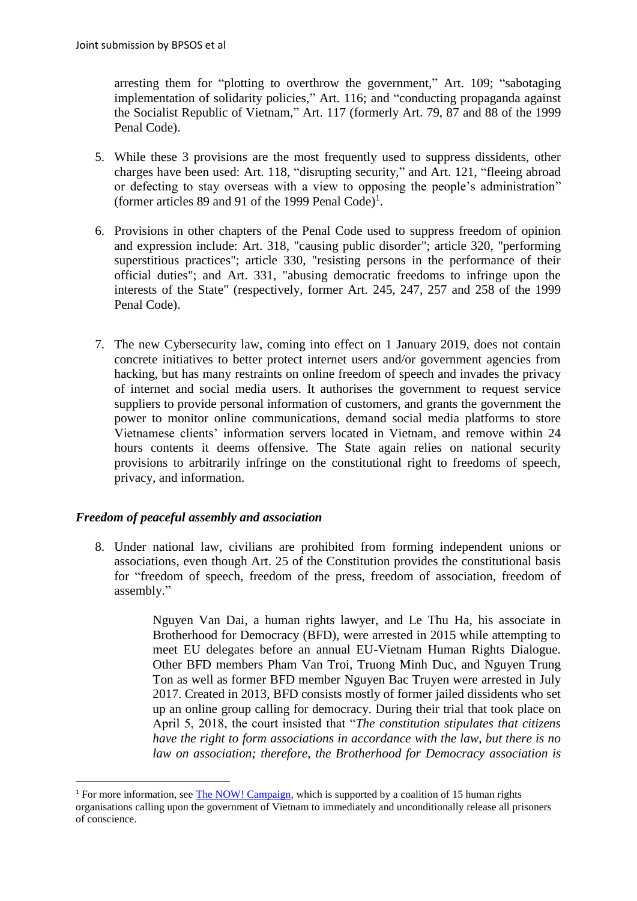arresting them for "plotting to overthrow the government," Art. 109; "sabotaging implementation of solidarity policies," Art. 116; and "conducting propaganda against the Socialist Republic of Vietnam," Art. 117 (formerly Art. 79, 87 and 88 of the 1999 Penal Code).

5. While these 3 provisions are the most frequently used to suppress dissidents, other charges have been used: Art. 118, "disrupting security," and Art. 121, "fleeing abroad or defecting to stay overseas with a view to opposing the people's administration" (former articles 89 and 91 of the 1999 Penal Code)[1].

6. Provisions in other chapters of the Penal Code used to suppress freedom of opinion and expression include: Art. 318, "causing public disorder"; article 320, "performing superstitious practices"; article 330, "resisting persons in the performance of their official duties"; and Art. 331, "abusing democratic freedoms to infringe upon the interests of the State" (respectively, former Art. 245, 247, 257 and 258 of the 1999 Penal Code).

7. The new Cybersecurity law, coming into effect on 1 January 2019, does not contain concrete initiatives to better protect internet users and/or government agencies from hacking, but has many restraints on online freedom of speech and invades the privacy of internet and social media users. It authorises the government to request service suppliers to provide personal information of customers, and grants the government the power to monitor online communications, demand social media platforms to store Vietnamese clients' information servers located in Vietnam, and remove within 24 hours contents it deems offensive. The State again relies on national security provisions to arbitrarily infringe on the constitutional right to freedoms of speech, privacy, and information.

### *Freedom of peaceful assembly and association*

8. Under national law, civilians are prohibited from forming independent unions or associations, even though Art. 25 of the Constitution provides the constitutional basis for "freedom of speech, freedom of the press, freedom of association, freedom of assembly."

> Nguyen Van Dai, a human rights lawyer, and Le Thu Ha, his associate in Brotherhood for Democracy (BFD), were arrested in 2015 while attempting to meet EU delegates before an annual EU-Vietnam Human Rights Dialogue. Other BFD members Pham Van Troi, Truong Minh Duc, and Nguyen Trung Ton as well as former BFD member Nguyen Bac Truyen were arrested in July 2017. Created in 2013, BFD consists mostly of former jailed dissidents who set up an online group calling for democracy. During their trial that took place on April 5, 2018, the court insisted that "*The constitution stipulates that citizens have the right to form associations in accordance with the law, but there is no law on association; therefore, the Brotherhood for Democracy association is*

---

[1] For more information, see The NOW! Campaign, which is supported by a coalition of 15 human rights organisations calling upon the government of Vietnam to immediately and unconditionally release all prisoners of conscience.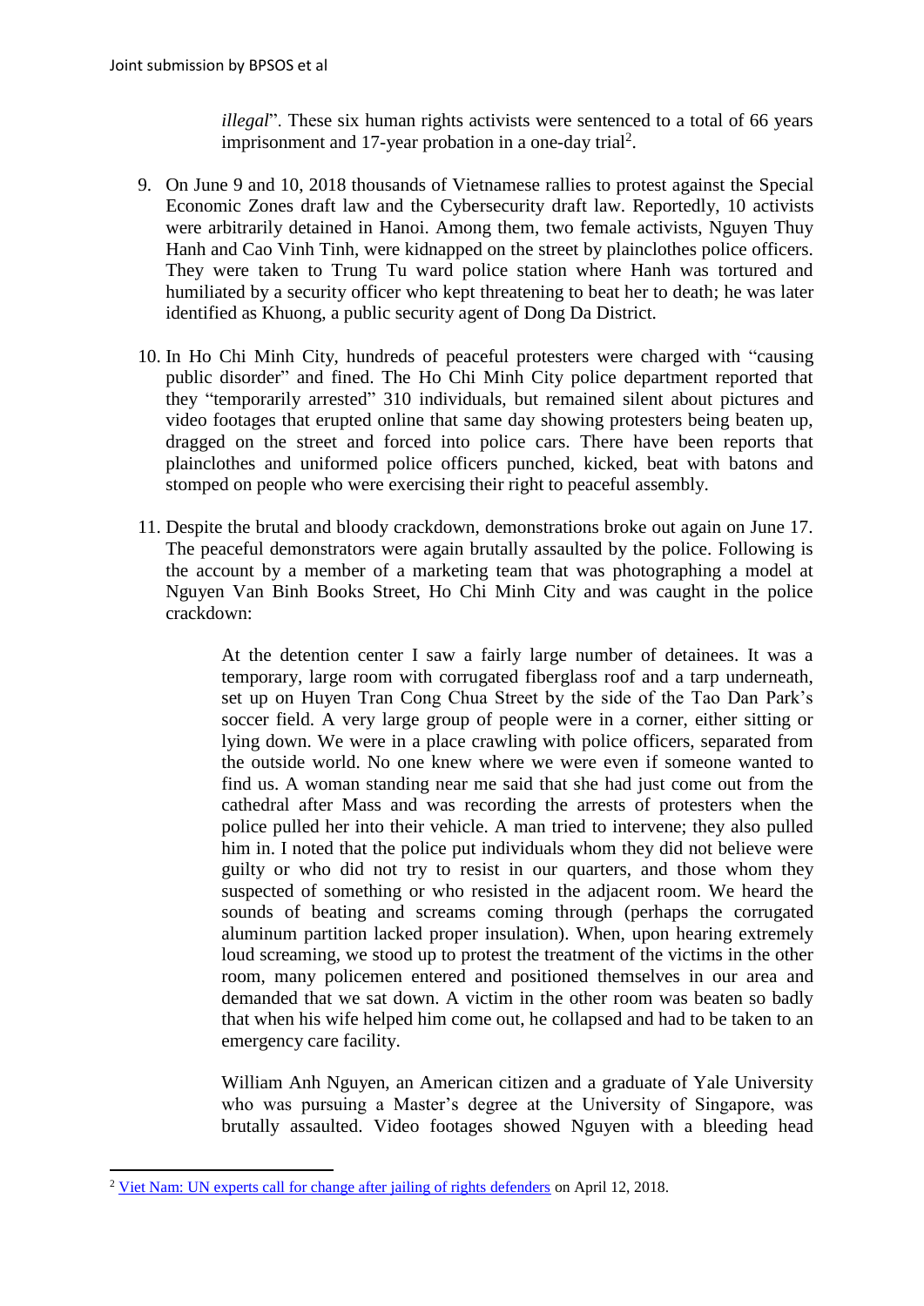*illegal*". These six human rights activists were sentenced to a total of 66 years imprisonment and 17-year probation in a one-day trial[2].

9. On June 9 and 10, 2018 thousands of Vietnamese rallies to protest against the Special Economic Zones draft law and the Cybersecurity draft law. Reportedly, 10 activists were arbitrarily detained in Hanoi. Among them, two female activists, Nguyen Thuy Hanh and Cao Vinh Tinh, were kidnapped on the street by plainclothes police officers. They were taken to Trung Tu ward police station where Hanh was tortured and humiliated by a security officer who kept threatening to beat her to death; he was later identified as Khuong, a public security agent of Dong Da District.

10. In Ho Chi Minh City, hundreds of peaceful protesters were charged with "causing public disorder" and fined. The Ho Chi Minh City police department reported that they "temporarily arrested" 310 individuals, but remained silent about pictures and video footages that erupted online that same day showing protesters being beaten up, dragged on the street and forced into police cars. There have been reports that plainclothes and uniformed police officers punched, kicked, beat with batons and stomped on people who were exercising their right to peaceful assembly.

11. Despite the brutal and bloody crackdown, demonstrations broke out again on June 17. The peaceful demonstrators were again brutally assaulted by the police. Following is the account by a member of a marketing team that was photographing a model at Nguyen Van Binh Books Street, Ho Chi Minh City and was caught in the police crackdown:

> At the detention center I saw a fairly large number of detainees. It was a temporary, large room with corrugated fiberglass roof and a tarp underneath, set up on Huyen Tran Cong Chua Street by the side of the Tao Dan Park's soccer field. A very large group of people were in a corner, either sitting or lying down. We were in a place crawling with police officers, separated from the outside world. No one knew where we were even if someone wanted to find us. A woman standing near me said that she had just come out from the cathedral after Mass and was recording the arrests of protesters when the police pulled her into their vehicle. A man tried to intervene; they also pulled him in. I noted that the police put individuals whom they did not believe were guilty or who did not try to resist in our quarters, and those whom they suspected of something or who resisted in the adjacent room. We heard the sounds of beating and screams coming through (perhaps the corrugated aluminum partition lacked proper insulation). When, upon hearing extremely loud screaming, we stood up to protest the treatment of the victims in the other room, many policemen entered and positioned themselves in our area and demanded that we sat down. A victim in the other room was beaten so badly that when his wife helped him come out, he collapsed and had to be taken to an emergency care facility.
>
> William Anh Nguyen, an American citizen and a graduate of Yale University who was pursuing a Master's degree at the University of Singapore, was brutally assaulted. Video footages showed Nguyen with a bleeding head

---

[2] Viet Nam: UN experts call for change after jailing of rights defenders on April 12, 2018.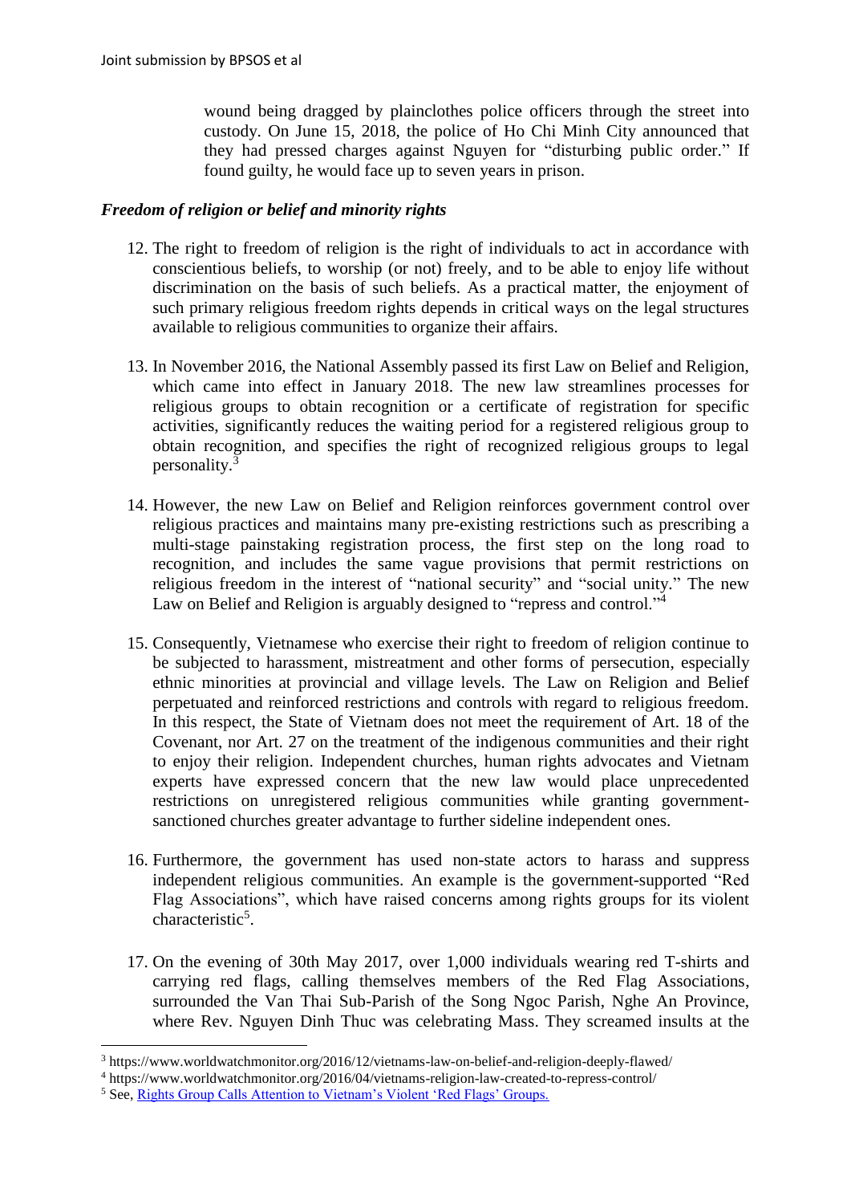wound being dragged by plainclothes police officers through the street into custody. On June 15, 2018, the police of Ho Chi Minh City announced that they had pressed charges against Nguyen for "disturbing public order." If found guilty, he would face up to seven years in prison.

### *Freedom of religion or belief and minority rights*

12. The right to freedom of religion is the right of individuals to act in accordance with conscientious beliefs, to worship (or not) freely, and to be able to enjoy life without discrimination on the basis of such beliefs. As a practical matter, the enjoyment of such primary religious freedom rights depends in critical ways on the legal structures available to religious communities to organize their affairs.

13. In November 2016, the National Assembly passed its first Law on Belief and Religion, which came into effect in January 2018. The new law streamlines processes for religious groups to obtain recognition or a certificate of registration for specific activities, significantly reduces the waiting period for a registered religious group to obtain recognition, and specifies the right of recognized religious groups to legal personality.[3]

14. However, the new Law on Belief and Religion reinforces government control over religious practices and maintains many pre-existing restrictions such as prescribing a multi-stage painstaking registration process, the first step on the long road to recognition, and includes the same vague provisions that permit restrictions on religious freedom in the interest of "national security" and "social unity." The new Law on Belief and Religion is arguably designed to "repress and control."[4]

15. Consequently, Vietnamese who exercise their right to freedom of religion continue to be subjected to harassment, mistreatment and other forms of persecution, especially ethnic minorities at provincial and village levels. The Law on Religion and Belief perpetuated and reinforced restrictions and controls with regard to religious freedom. In this respect, the State of Vietnam does not meet the requirement of Art. 18 of the Covenant, nor Art. 27 on the treatment of the indigenous communities and their right to enjoy their religion. Independent churches, human rights advocates and Vietnam experts have expressed concern that the new law would place unprecedented restrictions on unregistered religious communities while granting government-sanctioned churches greater advantage to further sideline independent ones.

16. Furthermore, the government has used non-state actors to harass and suppress independent religious communities. An example is the government-supported "Red Flag Associations", which have raised concerns among rights groups for its violent characteristic[5].

17. On the evening of 30th May 2017, over 1,000 individuals wearing red T-shirts and carrying red flags, calling themselves members of the Red Flag Associations, surrounded the Van Thai Sub-Parish of the Song Ngoc Parish, Nghe An Province, where Rev. Nguyen Dinh Thuc was celebrating Mass. They screamed insults at the

---

[3] https://www.worldwatchmonitor.org/2016/12/vietnams-law-on-belief-and-religion-deeply-flawed/

[4] https://www.worldwatchmonitor.org/2016/04/vietnams-religion-law-created-to-repress-control/

[5] See, Rights Group Calls Attention to Vietnam's Violent 'Red Flags' Groups.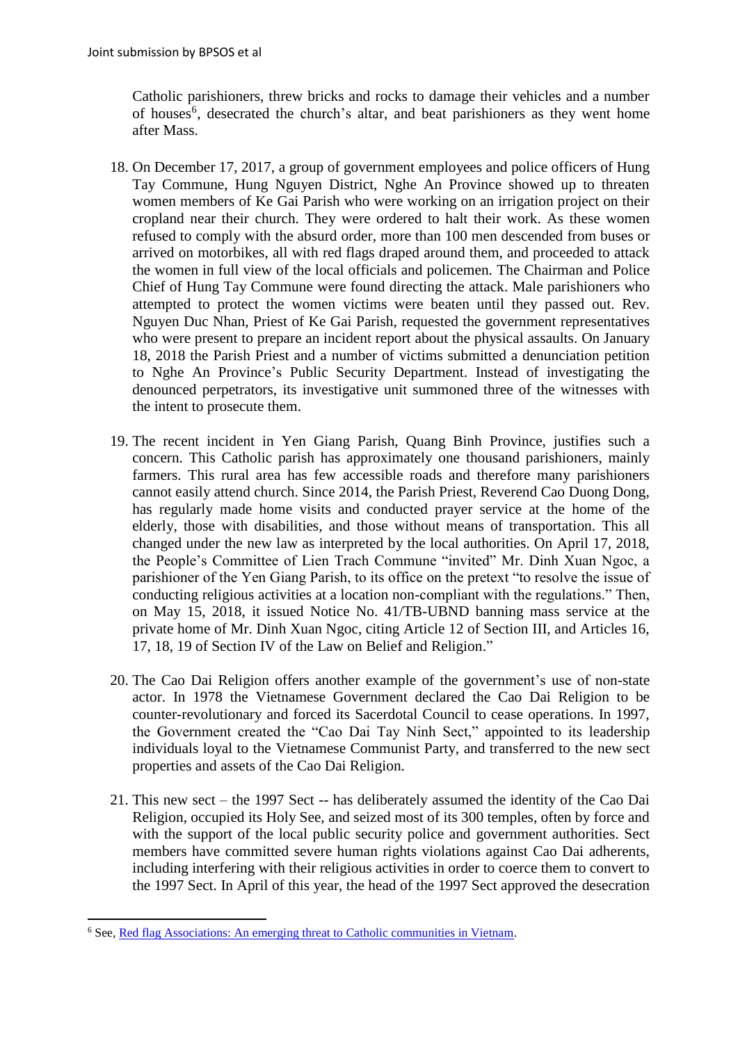Catholic parishioners, threw bricks and rocks to damage their vehicles and a number of houses[6], desecrated the church's altar, and beat parishioners as they went home after Mass.

18. On December 17, 2017, a group of government employees and police officers of Hung Tay Commune, Hung Nguyen District, Nghe An Province showed up to threaten women members of Ke Gai Parish who were working on an irrigation project on their cropland near their church. They were ordered to halt their work. As these women refused to comply with the absurd order, more than 100 men descended from buses or arrived on motorbikes, all with red flags draped around them, and proceeded to attack the women in full view of the local officials and policemen. The Chairman and Police Chief of Hung Tay Commune were found directing the attack. Male parishioners who attempted to protect the women victims were beaten until they passed out. Rev. Nguyen Duc Nhan, Priest of Ke Gai Parish, requested the government representatives who were present to prepare an incident report about the physical assaults. On January 18, 2018 the Parish Priest and a number of victims submitted a denunciation petition to Nghe An Province's Public Security Department. Instead of investigating the denounced perpetrators, its investigative unit summoned three of the witnesses with the intent to prosecute them.

19. The recent incident in Yen Giang Parish, Quang Binh Province, justifies such a concern. This Catholic parish has approximately one thousand parishioners, mainly farmers. This rural area has few accessible roads and therefore many parishioners cannot easily attend church. Since 2014, the Parish Priest, Reverend Cao Duong Dong, has regularly made home visits and conducted prayer service at the home of the elderly, those with disabilities, and those without means of transportation. This all changed under the new law as interpreted by the local authorities. On April 17, 2018, the People's Committee of Lien Trach Commune "invited" Mr. Dinh Xuan Ngoc, a parishioner of the Yen Giang Parish, to its office on the pretext "to resolve the issue of conducting religious activities at a location non-compliant with the regulations." Then, on May 15, 2018, it issued Notice No. 41/TB-UBND banning mass service at the private home of Mr. Dinh Xuan Ngoc, citing Article 12 of Section III, and Articles 16, 17, 18, 19 of Section IV of the Law on Belief and Religion."

20. The Cao Dai Religion offers another example of the government's use of non-state actor. In 1978 the Vietnamese Government declared the Cao Dai Religion to be counter-revolutionary and forced its Sacerdotal Council to cease operations. In 1997, the Government created the "Cao Dai Tay Ninh Sect," appointed to its leadership individuals loyal to the Vietnamese Communist Party, and transferred to the new sect properties and assets of the Cao Dai Religion.

21. This new sect – the 1997 Sect -- has deliberately assumed the identity of the Cao Dai Religion, occupied its Holy See, and seized most of its 300 temples, often by force and with the support of the local public security police and government authorities. Sect members have committed severe human rights violations against Cao Dai adherents, including interfering with their religious activities in order to coerce them to convert to the 1997 Sect. In April of this year, the head of the 1997 Sect approved the desecration

---

[6] See, Red flag Associations: An emerging threat to Catholic communities in Vietnam.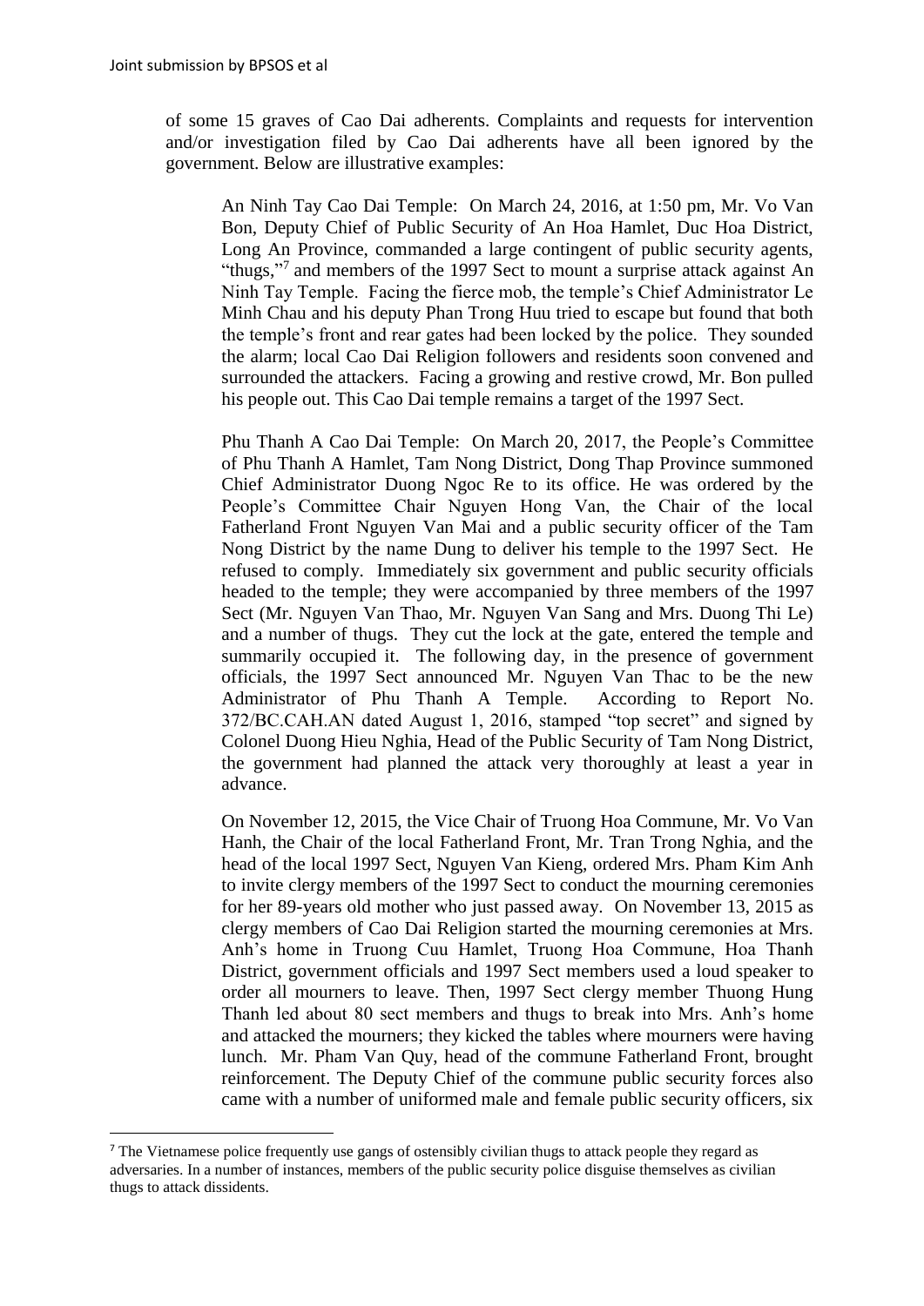of some 15 graves of Cao Dai adherents. Complaints and requests for intervention and/or investigation filed by Cao Dai adherents have all been ignored by the government. Below are illustrative examples:

> An Ninh Tay Cao Dai Temple: On March 24, 2016, at 1:50 pm, Mr. Vo Van Bon, Deputy Chief of Public Security of An Hoa Hamlet, Duc Hoa District, Long An Province, commanded a large contingent of public security agents, "thugs,"[7] and members of the 1997 Sect to mount a surprise attack against An Ninh Tay Temple. Facing the fierce mob, the temple's Chief Administrator Le Minh Chau and his deputy Phan Trong Huu tried to escape but found that both the temple's front and rear gates had been locked by the police. They sounded the alarm; local Cao Dai Religion followers and residents soon convened and surrounded the attackers. Facing a growing and restive crowd, Mr. Bon pulled his people out. This Cao Dai temple remains a target of the 1997 Sect.
>
> Phu Thanh A Cao Dai Temple: On March 20, 2017, the People's Committee of Phu Thanh A Hamlet, Tam Nong District, Dong Thap Province summoned Chief Administrator Duong Ngoc Re to its office. He was ordered by the People's Committee Chair Nguyen Hong Van, the Chair of the local Fatherland Front Nguyen Van Mai and a public security officer of the Tam Nong District by the name Dung to deliver his temple to the 1997 Sect. He refused to comply. Immediately six government and public security officials headed to the temple; they were accompanied by three members of the 1997 Sect (Mr. Nguyen Van Thao, Mr. Nguyen Van Sang and Mrs. Duong Thi Le) and a number of thugs. They cut the lock at the gate, entered the temple and summarily occupied it. The following day, in the presence of government officials, the 1997 Sect announced Mr. Nguyen Van Thac to be the new Administrator of Phu Thanh A Temple. According to Report No. 372/BC.CAH.AN dated August 1, 2016, stamped "top secret" and signed by Colonel Duong Hieu Nghia, Head of the Public Security of Tam Nong District, the government had planned the attack very thoroughly at least a year in advance.
>
> On November 12, 2015, the Vice Chair of Truong Hoa Commune, Mr. Vo Van Hanh, the Chair of the local Fatherland Front, Mr. Tran Trong Nghia, and the head of the local 1997 Sect, Nguyen Van Kieng, ordered Mrs. Pham Kim Anh to invite clergy members of the 1997 Sect to conduct the mourning ceremonies for her 89-years old mother who just passed away. On November 13, 2015 as clergy members of Cao Dai Religion started the mourning ceremonies at Mrs. Anh's home in Truong Cuu Hamlet, Truong Hoa Commune, Hoa Thanh District, government officials and 1997 Sect members used a loud speaker to order all mourners to leave. Then, 1997 Sect clergy member Thuong Hung Thanh led about 80 sect members and thugs to break into Mrs. Anh's home and attacked the mourners; they kicked the tables where mourners were having lunch. Mr. Pham Van Quy, head of the commune Fatherland Front, brought reinforcement. The Deputy Chief of the commune public security forces also came with a number of uniformed male and female public security officers, six

[7] The Vietnamese police frequently use gangs of ostensibly civilian thugs to attack people they regard as adversaries. In a number of instances, members of the public security police disguise themselves as civilian thugs to attack dissidents.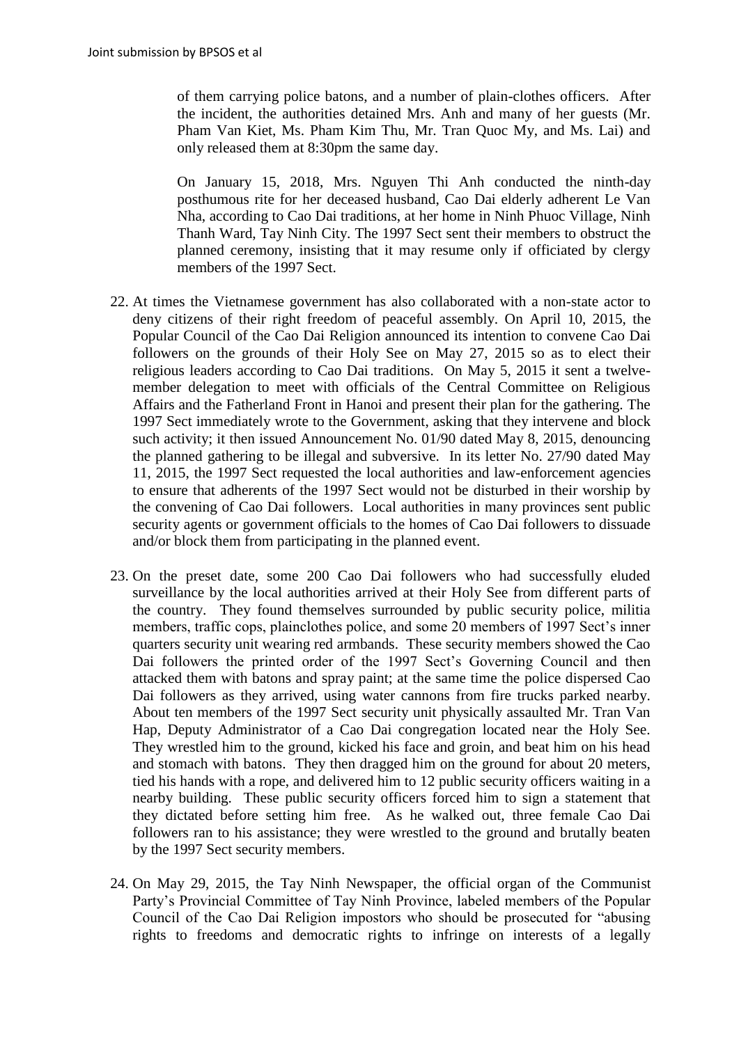of them carrying police batons, and a number of plain-clothes officers. After the incident, the authorities detained Mrs. Anh and many of her guests (Mr. Pham Van Kiet, Ms. Pham Kim Thu, Mr. Tran Quoc My, and Ms. Lai) and only released them at 8:30pm the same day.

On January 15, 2018, Mrs. Nguyen Thi Anh conducted the ninth-day posthumous rite for her deceased husband, Cao Dai elderly adherent Le Van Nha, according to Cao Dai traditions, at her home in Ninh Phuoc Village, Ninh Thanh Ward, Tay Ninh City. The 1997 Sect sent their members to obstruct the planned ceremony, insisting that it may resume only if officiated by clergy members of the 1997 Sect.

22. At times the Vietnamese government has also collaborated with a non-state actor to deny citizens of their right freedom of peaceful assembly. On April 10, 2015, the Popular Council of the Cao Dai Religion announced its intention to convene Cao Dai followers on the grounds of their Holy See on May 27, 2015 so as to elect their religious leaders according to Cao Dai traditions. On May 5, 2015 it sent a twelve-member delegation to meet with officials of the Central Committee on Religious Affairs and the Fatherland Front in Hanoi and present their plan for the gathering. The 1997 Sect immediately wrote to the Government, asking that they intervene and block such activity; it then issued Announcement No. 01/90 dated May 8, 2015, denouncing the planned gathering to be illegal and subversive. In its letter No. 27/90 dated May 11, 2015, the 1997 Sect requested the local authorities and law-enforcement agencies to ensure that adherents of the 1997 Sect would not be disturbed in their worship by the convening of Cao Dai followers. Local authorities in many provinces sent public security agents or government officials to the homes of Cao Dai followers to dissuade and/or block them from participating in the planned event.

23. On the preset date, some 200 Cao Dai followers who had successfully eluded surveillance by the local authorities arrived at their Holy See from different parts of the country. They found themselves surrounded by public security police, militia members, traffic cops, plainclothes police, and some 20 members of 1997 Sect's inner quarters security unit wearing red armbands. These security members showed the Cao Dai followers the printed order of the 1997 Sect's Governing Council and then attacked them with batons and spray paint; at the same time the police dispersed Cao Dai followers as they arrived, using water cannons from fire trucks parked nearby. About ten members of the 1997 Sect security unit physically assaulted Mr. Tran Van Hap, Deputy Administrator of a Cao Dai congregation located near the Holy See. They wrestled him to the ground, kicked his face and groin, and beat him on his head and stomach with batons. They then dragged him on the ground for about 20 meters, tied his hands with a rope, and delivered him to 12 public security officers waiting in a nearby building. These public security officers forced him to sign a statement that they dictated before setting him free. As he walked out, three female Cao Dai followers ran to his assistance; they were wrestled to the ground and brutally beaten by the 1997 Sect security members.

24. On May 29, 2015, the Tay Ninh Newspaper, the official organ of the Communist Party's Provincial Committee of Tay Ninh Province, labeled members of the Popular Council of the Cao Dai Religion impostors who should be prosecuted for "abusing rights to freedoms and democratic rights to infringe on interests of a legally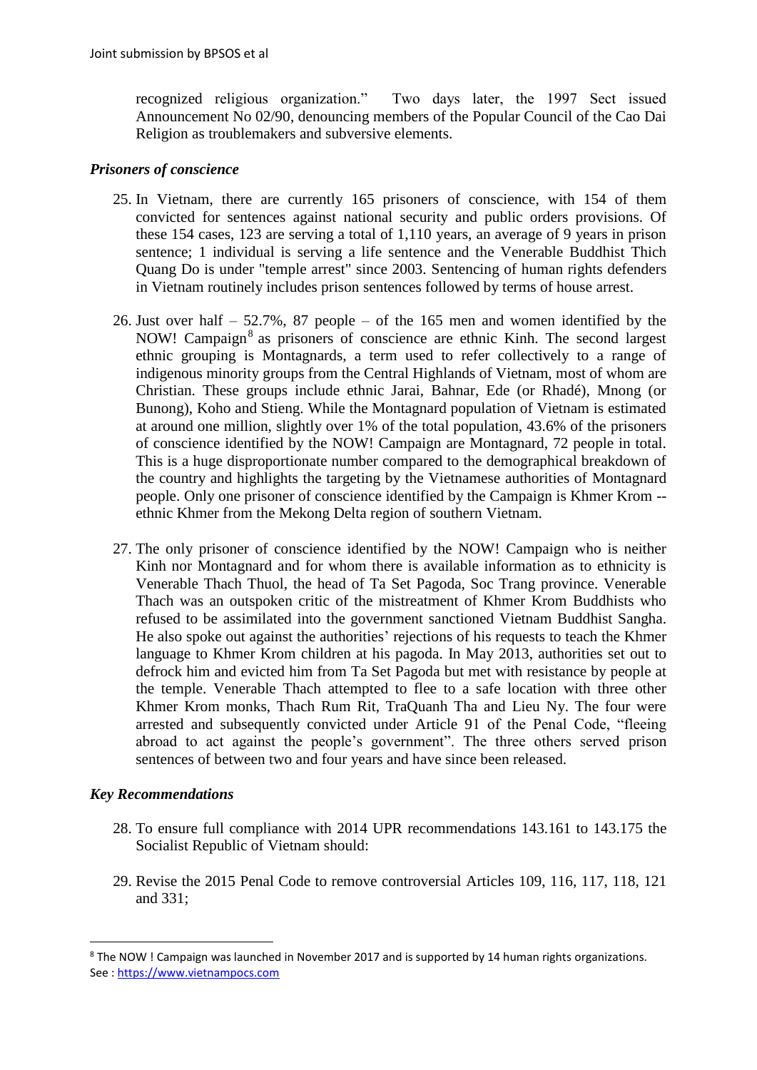recognized religious organization." Two days later, the 1997 Sect issued Announcement No 02/90, denouncing members of the Popular Council of the Cao Dai Religion as troublemakers and subversive elements.

### *Prisoners of conscience*

25. In Vietnam, there are currently 165 prisoners of conscience, with 154 of them convicted for sentences against national security and public orders provisions. Of these 154 cases, 123 are serving a total of 1,110 years, an average of 9 years in prison sentence; 1 individual is serving a life sentence and the Venerable Buddhist Thich Quang Do is under "temple arrest" since 2003. Sentencing of human rights defenders in Vietnam routinely includes prison sentences followed by terms of house arrest.

26. Just over half – 52.7%, 87 people – of the 165 men and women identified by the NOW! Campaign[8] as prisoners of conscience are ethnic Kinh. The second largest ethnic grouping is Montagnards, a term used to refer collectively to a range of indigenous minority groups from the Central Highlands of Vietnam, most of whom are Christian. These groups include ethnic Jarai, Bahnar, Ede (or Rhadé), Mnong (or Bunong), Koho and Stieng. While the Montagnard population of Vietnam is estimated at around one million, slightly over 1% of the total population, 43.6% of the prisoners of conscience identified by the NOW! Campaign are Montagnard, 72 people in total. This is a huge disproportionate number compared to the demographical breakdown of the country and highlights the targeting by the Vietnamese authorities of Montagnard people. Only one prisoner of conscience identified by the Campaign is Khmer Krom -- ethnic Khmer from the Mekong Delta region of southern Vietnam.

27. The only prisoner of conscience identified by the NOW! Campaign who is neither Kinh nor Montagnard and for whom there is available information as to ethnicity is Venerable Thach Thuol, the head of Ta Set Pagoda, Soc Trang province. Venerable Thach was an outspoken critic of the mistreatment of Khmer Krom Buddhists who refused to be assimilated into the government sanctioned Vietnam Buddhist Sangha. He also spoke out against the authorities' rejections of his requests to teach the Khmer language to Khmer Krom children at his pagoda. In May 2013, authorities set out to defrock him and evicted him from Ta Set Pagoda but met with resistance by people at the temple. Venerable Thach attempted to flee to a safe location with three other Khmer Krom monks, Thach Rum Rit, TraQuanh Tha and Lieu Ny. The four were arrested and subsequently convicted under Article 91 of the Penal Code, "fleeing abroad to act against the people's government". The three others served prison sentences of between two and four years and have since been released.

### *Key Recommendations*

28. To ensure full compliance with 2014 UPR recommendations 143.161 to 143.175 the Socialist Republic of Vietnam should:

29. Revise the 2015 Penal Code to remove controversial Articles 109, 116, 117, 118, 121 and 331;

---

[8] The NOW ! Campaign was launched in November 2017 and is supported by 14 human rights organizations. See : https://www.vietnampocs.com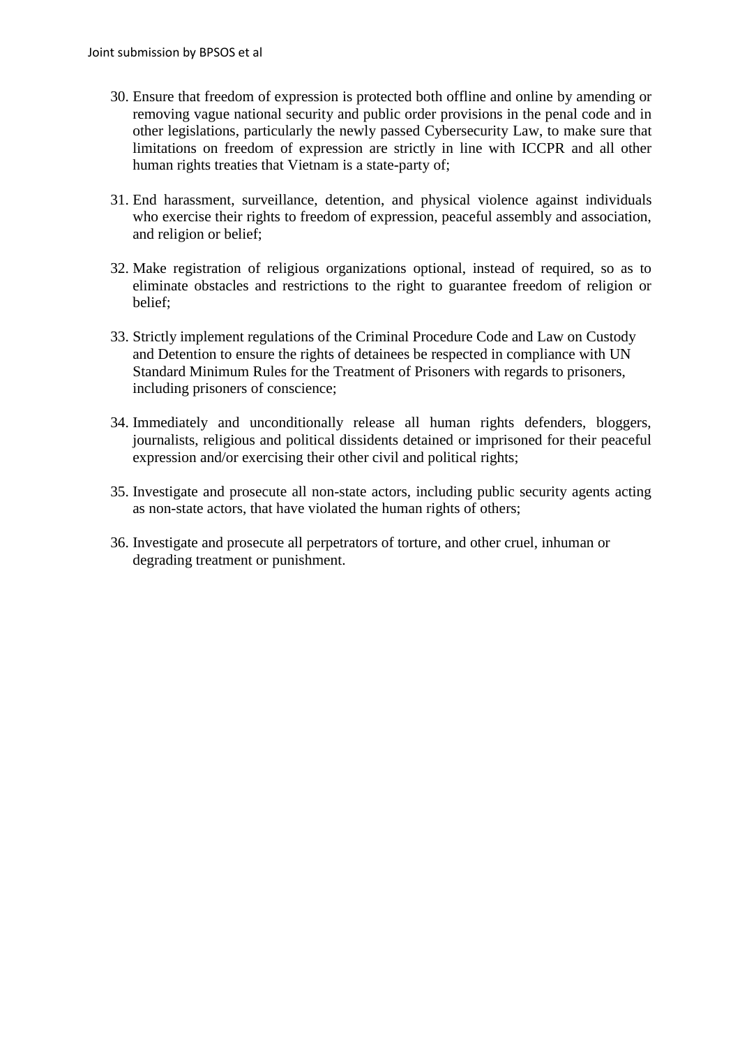30. Ensure that freedom of expression is protected both offline and online by amending or removing vague national security and public order provisions in the penal code and in other legislations, particularly the newly passed Cybersecurity Law, to make sure that limitations on freedom of expression are strictly in line with ICCPR and all other human rights treaties that Vietnam is a state-party of;

31. End harassment, surveillance, detention, and physical violence against individuals who exercise their rights to freedom of expression, peaceful assembly and association, and religion or belief;

32. Make registration of religious organizations optional, instead of required, so as to eliminate obstacles and restrictions to the right to guarantee freedom of religion or belief;

33. Strictly implement regulations of the Criminal Procedure Code and Law on Custody and Detention to ensure the rights of detainees be respected in compliance with UN Standard Minimum Rules for the Treatment of Prisoners with regards to prisoners, including prisoners of conscience;

34. Immediately and unconditionally release all human rights defenders, bloggers, journalists, religious and political dissidents detained or imprisoned for their peaceful expression and/or exercising their other civil and political rights;

35. Investigate and prosecute all non-state actors, including public security agents acting as non-state actors, that have violated the human rights of others;

36. Investigate and prosecute all perpetrators of torture, and other cruel, inhuman or degrading treatment or punishment.